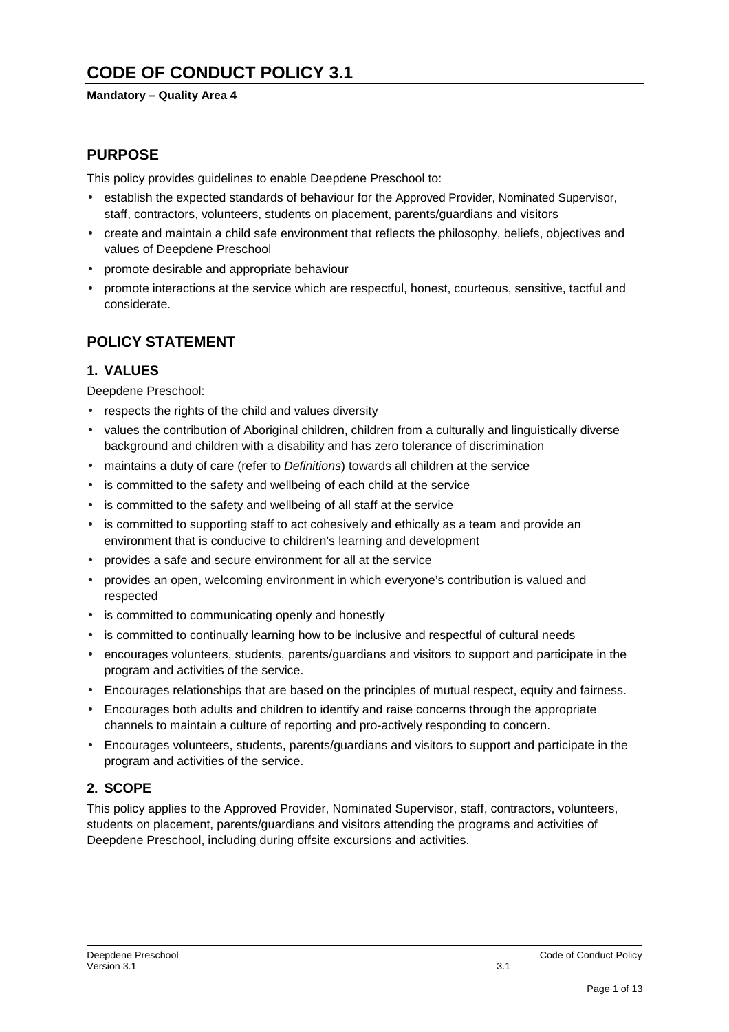# CODE OF CONDUCT POLICY 3.1

**Mandatory – Quality Area 4**

## PURPOSE

This policy provides guidelines to enable Deepdene Preschool to:

- establish the expected standards of behaviour for the Approved Provider, Nominated Supervisor, staff, contractors, volunteers, students on placement, parents/guardians and visitors
- create and maintain a child safe environment that reflects the philosophy, beliefs, objectives and values of Deepdene Preschool
- promote desirable and appropriate behaviour
- promote interactions at the service which are respectful, honest, courteous, sensitive, tactful and considerate.

## POLICY STATEMENT

### 1. VALUES

Deepdene Preschool:

- respects the rights of the child and values diversity
- values the contribution of Aboriginal children, children from a culturally and linguistically diverse background and children with a disability and has zero tolerance of discrimination
- maintains a duty of care (refer to *Definitions*) towards all children at the service
- is committed to the safety and wellbeing of each child at the service
- is committed to the safety and wellbeing of all staff at the service
- is committed to supporting staff to act cohesively and ethically as a team and provide an environment that is conducive to children's learning and development
- provides a safe and secure environment for all at the service
- provides an open, welcoming environment in which everyone's contribution is valued and respected
- is committed to communicating openly and honestly
- is committed to continually learning how to be inclusive and respectful of cultural needs
- encourages volunteers, students, parents/guardians and visitors to support and participate in the program and activities of the service.
- Encourages relationships that are based on the principles of mutual respect, equity and fairness.
- Encourages both adults and children to identify and raise concerns through the appropriate channels to maintain a culture of reporting and pro-actively responding to concern.
- Encourages volunteers, students, parents/guardians and visitors to support and participate in the program and activities of the service.

### 2. SCOPE

This policy applies to the Approved Provider, Nominated Supervisor, staff, contractors, volunteers, students on placement, parents/guardians and visitors attending the programs and activities of Deepdene Preschool, including during offsite excursions and activities.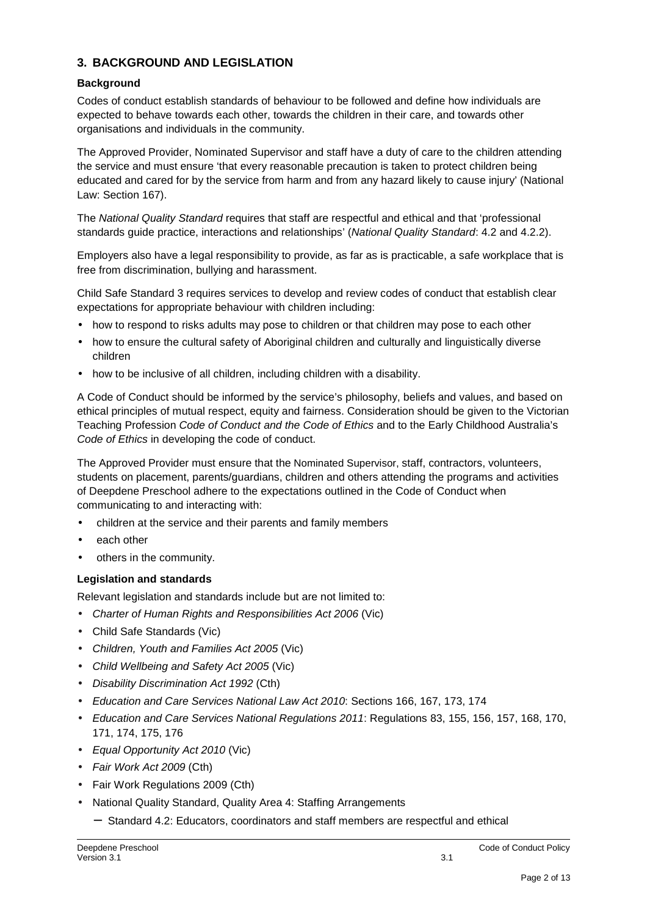## 3. BACKGROUND AND LEGISLATION

### Background

Codes of conduct establish standards of behaviour to be followed and define how individuals are expected to behave towards each other, towards the children in their care, and towards other organisations and individuals in the community.

The Approved Provider, Nominated Supervisor and staff have a duty of care to the children attending the service and must ensure 'that every reasonable precaution is taken to protect children being educated and cared for by the service from harm and from any hazard likely to cause injury' (National Law: Section 167).

The *National Quality Standard* requires that staff are respectful and ethical and that 'professional standards guide practice, interactions and relationships' (*National Quality Standard*: 4.2 and 4.2.2).

Employers also have a legal responsibility to provide, as far as is practicable, a safe workplace that is free from discrimination, bullying and harassment.

Child Safe Standard 3 requires services to develop and review codes of conduct that establish clear expectations for appropriate behaviour with children including:

- how to respond to risks adults may pose to children or that children may pose to each other
- how to ensure the cultural safety of Aboriginal children and culturally and linguistically diverse children
- how to be inclusive of all children, including children with a disability.

A Code of Conduct should be informed by the service's philosophy, beliefs and values, and based on ethical principles of mutual respect, equity and fairness. Consideration should be given to the Victorian Teaching Profession *Code of Conduct and the Code of Ethics* and to the Early Childhood Australia's *Code of Ethics* in developing the code of conduct.

The Approved Provider must ensure that the Nominated Supervisor, staff, contractors, volunteers, students on placement, parents/guardians, children and others attending the programs and activities of Deepdene Preschool adhere to the expectations outlined in the Code of Conduct when communicating to and interacting with:

- children at the service and their parents and family members
- each other
- others in the community.

### Legislation and standards

Relevant legislation and standards include but are not limited to:

- *Charter of Human Rights and Responsibilities Act 2006* (Vic)
- Child Safe Standards (Vic)
- *Children, Youth and Families Act 2005* (Vic)
- *Child Wellbeing and Safety Act 2005* (Vic)
- *Disability Discrimination Act 1992* (Cth)
- *Education and Care Services National Law Act 2010*: Sections 166, 167, 173, 174
- *Education and Care Services National Regulations 2011*: Regulations 83, 155, 156, 157, 168, 170, 171, 174, 175, 176
- *Equal Opportunity Act 2010* (Vic)
- *Fair Work Act 2009* (Cth)
- Fair Work Regulations 2009 (Cth)
- National Quality Standard, Quality Area 4: Staffing Arrangements
  - Standard 4.2: Educators, coordinators and staff members are respectful and ethical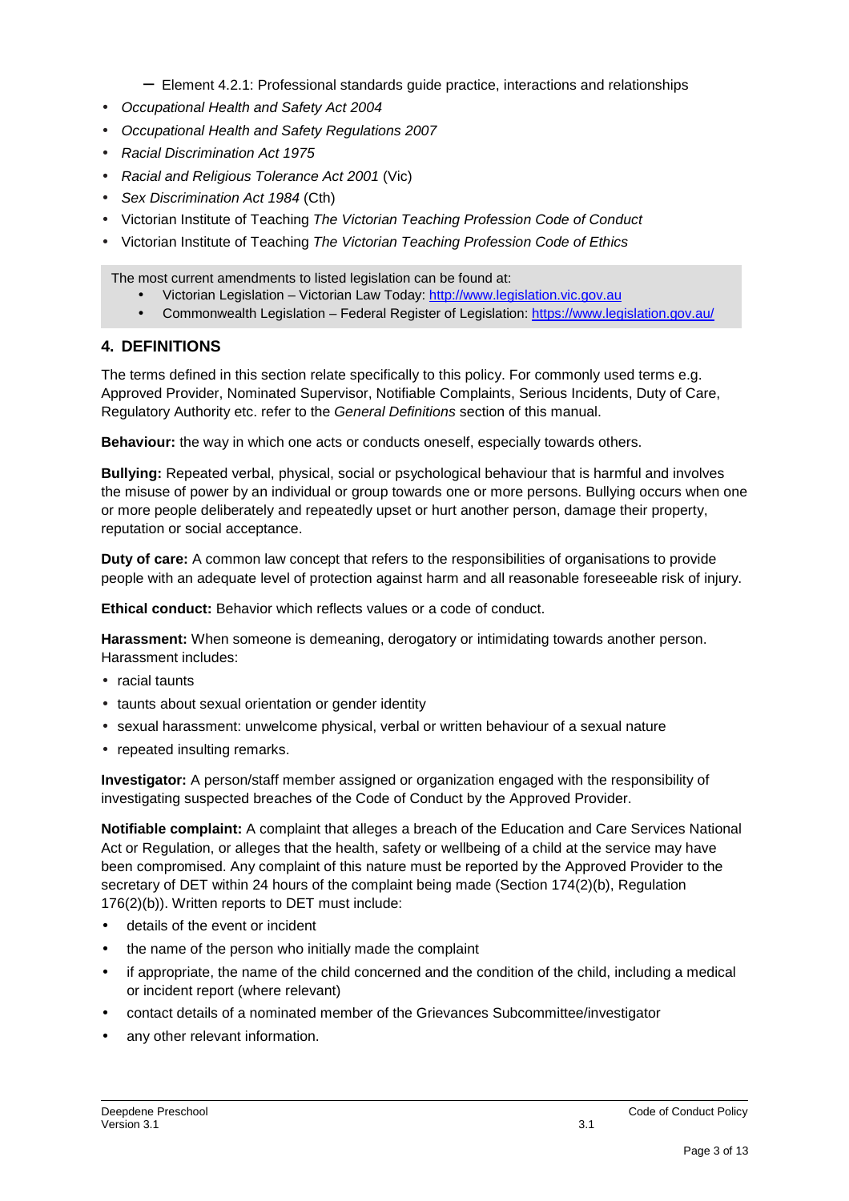- Element 4.2.1: Professional standards guide practice, interactions and relationships
- *Occupational Health and Safety Act 2004*
- *Occupational Health and Safety Regulations 2007*
- *Racial Discrimination Act 1975*
- *Racial and Religious Tolerance Act 2001* (Vic)
- *Sex Discrimination Act 1984* (Cth)
- Victorian Institute of Teaching *The Victorian Teaching Profession Code of Conduct*
- Victorian Institute of Teaching *The Victorian Teaching Profession Code of Ethics*

The most current amendments to listed legislation can be found at:

- Victorian Legislation – Victorian Law Today: http://www.legislation.vic.gov.au
- Commonwealth Legislation – Federal Register of Legislation: https://www.legislation.gov.au/

## 4. DEFINITIONS

The terms defined in this section relate specifically to this policy. For commonly used terms e.g. Approved Provider, Nominated Supervisor, Notifiable Complaints, Serious Incidents, Duty of Care, Regulatory Authority etc. refer to the *General Definitions* section of this manual.

**Behaviour:** the way in which one acts or conducts oneself, especially towards others.

**Bullying:** Repeated verbal, physical, social or psychological behaviour that is harmful and involves the misuse of power by an individual or group towards one or more persons. Bullying occurs when one or more people deliberately and repeatedly upset or hurt another person, damage their property, reputation or social acceptance.

**Duty of care:** A common law concept that refers to the responsibilities of organisations to provide people with an adequate level of protection against harm and all reasonable foreseeable risk of injury.

**Ethical conduct:** Behavior which reflects values or a code of conduct.

**Harassment:** When someone is demeaning, derogatory or intimidating towards another person. Harassment includes:

- racial taunts
- taunts about sexual orientation or gender identity
- sexual harassment: unwelcome physical, verbal or written behaviour of a sexual nature
- repeated insulting remarks.

**Investigator:** A person/staff member assigned or organization engaged with the responsibility of investigating suspected breaches of the Code of Conduct by the Approved Provider.

**Notifiable complaint:** A complaint that alleges a breach of the Education and Care Services National Act or Regulation, or alleges that the health, safety or wellbeing of a child at the service may have been compromised. Any complaint of this nature must be reported by the Approved Provider to the secretary of DET within 24 hours of the complaint being made (Section 174(2)(b), Regulation 176(2)(b)). Written reports to DET must include:

- details of the event or incident
- the name of the person who initially made the complaint
- if appropriate, the name of the child concerned and the condition of the child, including a medical or incident report (where relevant)
- contact details of a nominated member of the Grievances Subcommittee/investigator
- any other relevant information.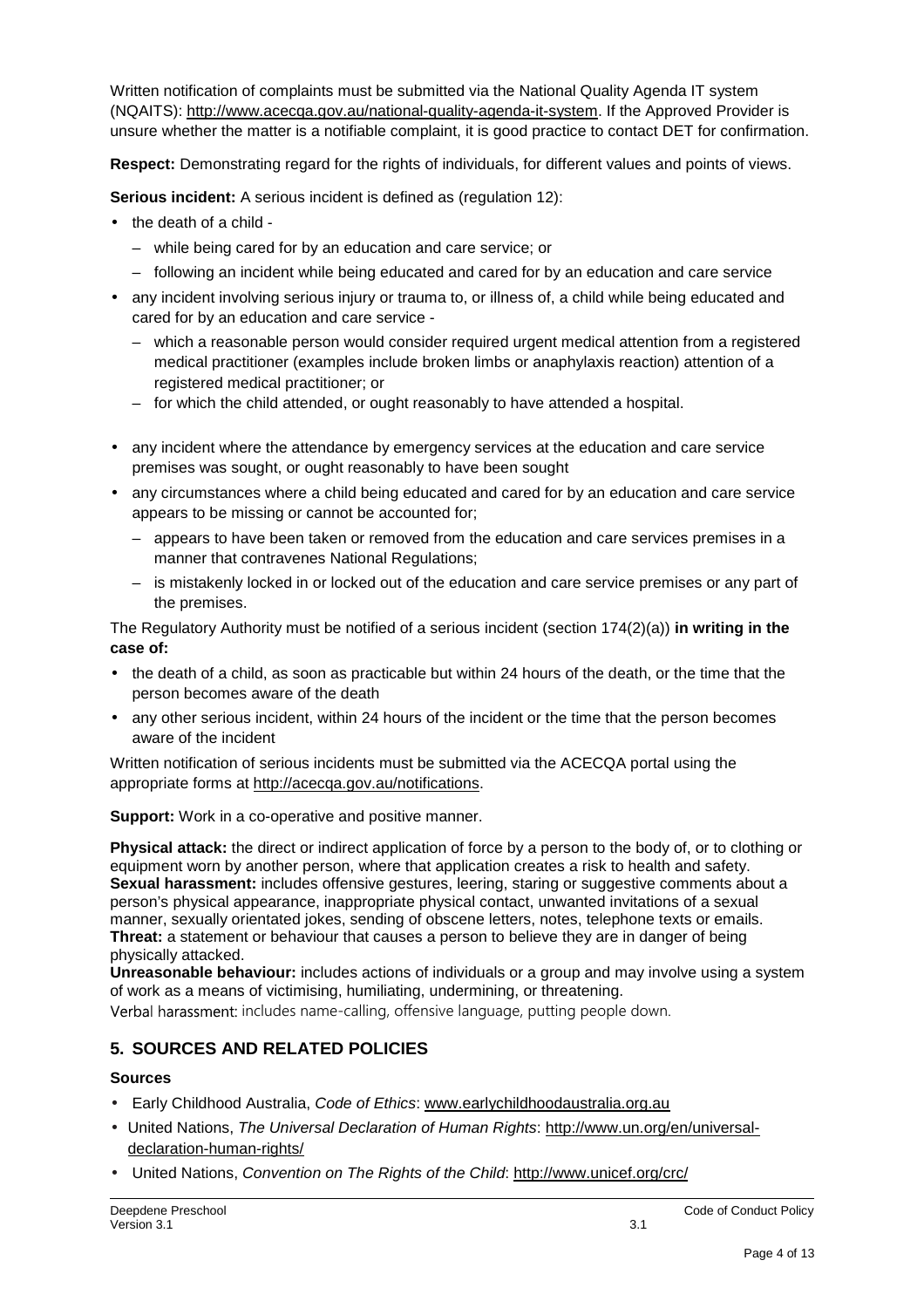Written notification of complaints must be submitted via the National Quality Agenda IT system (NQAITS): http://www.acecqa.gov.au/national-quality-agenda-it-system. If the Approved Provider is unsure whether the matter is a notifiable complaint, it is good practice to contact DET for confirmation.

**Respect:** Demonstrating regard for the rights of individuals, for different values and points of views.

**Serious incident:** A serious incident is defined as (regulation 12):

- the death of a child -
  - while being cared for by an education and care service; or
  - following an incident while being educated and cared for by an education and care service
- any incident involving serious injury or trauma to, or illness of, a child while being educated and cared for by an education and care service -
  - which a reasonable person would consider required urgent medical attention from a registered medical practitioner (examples include broken limbs or anaphylaxis reaction) attention of a registered medical practitioner; or
  - for which the child attended, or ought reasonably to have attended a hospital.
- any incident where the attendance by emergency services at the education and care service premises was sought, or ought reasonably to have been sought
- any circumstances where a child being educated and cared for by an education and care service appears to be missing or cannot be accounted for;
  - appears to have been taken or removed from the education and care services premises in a manner that contravenes National Regulations;
  - is mistakenly locked in or locked out of the education and care service premises or any part of the premises.

The Regulatory Authority must be notified of a serious incident (section 174(2)(a)) **in writing in the case of:**

- the death of a child, as soon as practicable but within 24 hours of the death, or the time that the person becomes aware of the death
- any other serious incident, within 24 hours of the incident or the time that the person becomes aware of the incident

Written notification of serious incidents must be submitted via the ACECQA portal using the appropriate forms at http://acecqa.gov.au/notifications.

**Support:** Work in a co-operative and positive manner.

**Physical attack:** the direct or indirect application of force by a person to the body of, or to clothing or equipment worn by another person, where that application creates a risk to health and safety.
**Sexual harassment:** includes offensive gestures, leering, staring or suggestive comments about a person's physical appearance, inappropriate physical contact, unwanted invitations of a sexual manner, sexually orientated jokes, sending of obscene letters, notes, telephone texts or emails.
**Threat:** a statement or behaviour that causes a person to believe they are in danger of being physically attacked.
**Unreasonable behaviour:** includes actions of individuals or a group and may involve using a system of work as a means of victimising, humiliating, undermining, or threatening.
Verbal harassment: includes name-calling, offensive language, putting people down.

## 5. SOURCES AND RELATED POLICIES

### Sources

- Early Childhood Australia, *Code of Ethics*: www.earlychildhoodaustralia.org.au
- United Nations, *The Universal Declaration of Human Rights*: http://www.un.org/en/universal-declaration-human-rights/
- United Nations, *Convention on The Rights of the Child*: http://www.unicef.org/crc/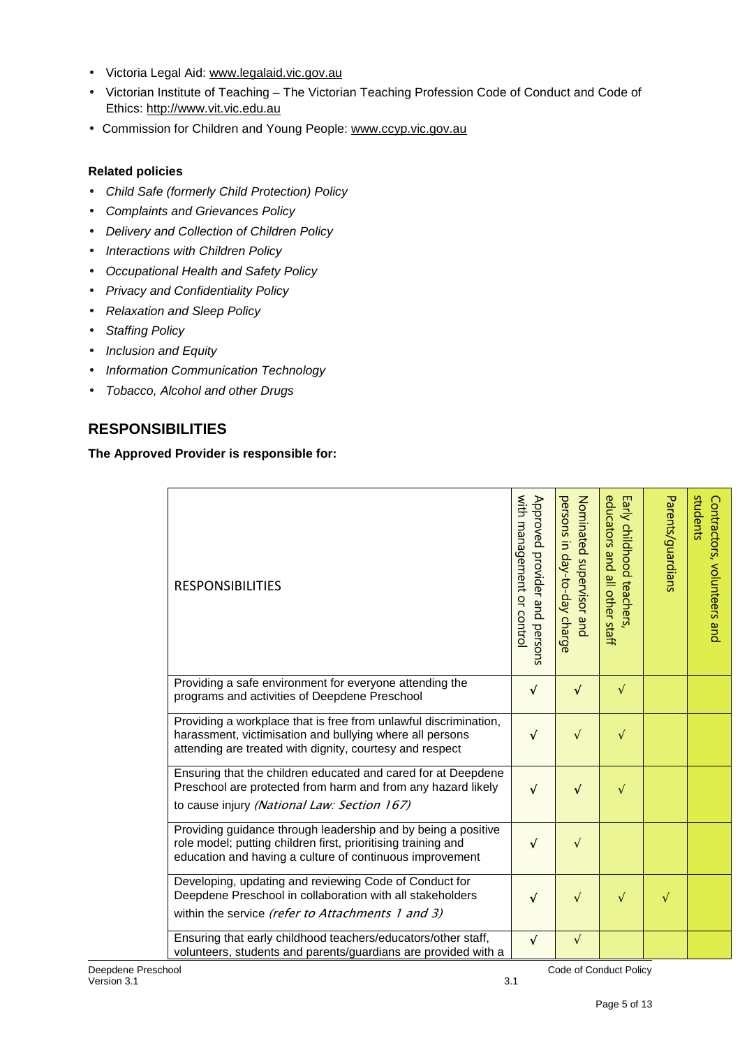- Victoria Legal Aid: www.legalaid.vic.gov.au
- Victorian Institute of Teaching – The Victorian Teaching Profession Code of Conduct and Code of Ethics: http://www.vit.vic.edu.au
- Commission for Children and Young People: www.ccyp.vic.gov.au

**Related policies**

- *Child Safe (formerly Child Protection) Policy*
- *Complaints and Grievances Policy*
- *Delivery and Collection of Children Policy*
- *Interactions with Children Policy*
- *Occupational Health and Safety Policy*
- *Privacy and Confidentiality Policy*
- *Relaxation and Sleep Policy*
- *Staffing Policy*
- *Inclusion and Equity*
- *Information Communication Technology*
- *Tobacco, Alcohol and other Drugs*

## RESPONSIBILITIES

**The Approved Provider is responsible for:**

| RESPONSIBILITIES | Approved provider and persons with management or control | Nominated supervisor and persons in day-to-day charge | Early childhood teachers, educators and all other staff | Parents/guardians | Contractors, volunteers and students |
|---|---|---|---|---|---|
| Providing a safe environment for everyone attending the programs and activities of Deepdene Preschool | √ | √ | √ | | |
| Providing a workplace that is free from unlawful discrimination, harassment, victimisation and bullying where all persons attending are treated with dignity, courtesy and respect | √ | √ | √ | | |
| Ensuring that the children educated and cared for at Deepdene Preschool are protected from harm and from any hazard likely to cause injury *(National Law: Section 167)* | √ | √ | √ | | |
| Providing guidance through leadership and by being a positive role model; putting children first, prioritising training and education and having a culture of continuous improvement | √ | √ | | | |
| Developing, updating and reviewing Code of Conduct for Deepdene Preschool in collaboration with all stakeholders within the service *(refer to Attachments 1 and 3)* | √ | √ | √ | √ | |
| Ensuring that early childhood teachers/educators/other staff, volunteers, students and parents/guardians are provided with a | √ | √ | | | |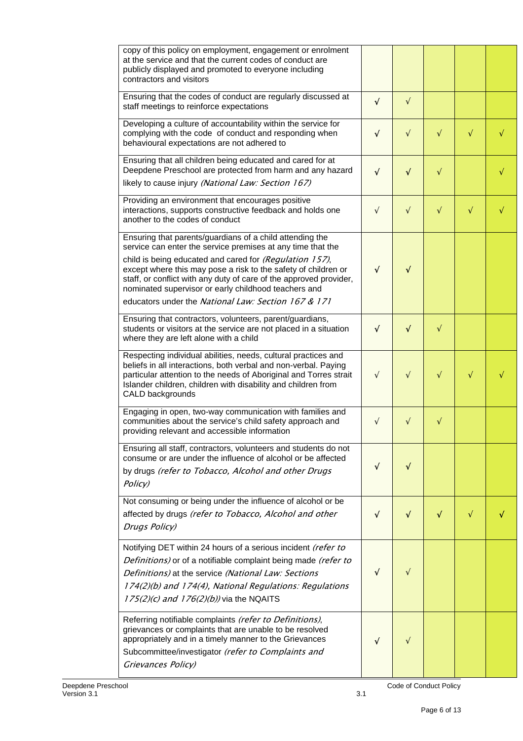| | | | | | |
|---|---|---|---|---|---|
| copy of this policy on employment, engagement or enrolment at the service and that the current codes of conduct are publicly displayed and promoted to everyone including contractors and visitors | | | | | |
| Ensuring that the codes of conduct are regularly discussed at staff meetings to reinforce expectations | √ | √ | | | |
| Developing a culture of accountability within the service for complying with the code of conduct and responding when behavioural expectations are not adhered to | √ | √ | √ | √ | √ |
| Ensuring that all children being educated and cared for at Deepdene Preschool are protected from harm and any hazard likely to cause injury *(National Law: Section 167)* | √ | √ | √ | | √ |
| Providing an environment that encourages positive interactions, supports constructive feedback and holds one another to the codes of conduct | √ | √ | √ | √ | √ |
| Ensuring that parents/guardians of a child attending the service can enter the service premises at any time that the child is being educated and cared for *(Regulation 157)*, except where this may pose a risk to the safety of children or staff, or conflict with any duty of care of the approved provider, nominated supervisor or early childhood teachers and educators under the *National Law: Section 167 & 171* | √ | √ | | | |
| Ensuring that contractors, volunteers, parent/guardians, students or visitors at the service are not placed in a situation where they are left alone with a child | √ | √ | √ | | |
| Respecting individual abilities, needs, cultural practices and beliefs in all interactions, both verbal and non-verbal. Paying particular attention to the needs of Aboriginal and Torres strait Islander children, children with disability and children from CALD backgrounds | √ | √ | √ | √ | √ |
| Engaging in open, two-way communication with families and communities about the service's child safety approach and providing relevant and accessible information | √ | √ | √ | | |
| Ensuring all staff, contractors, volunteers and students do not consume or are under the influence of alcohol or be affected by drugs *(refer to Tobacco, Alcohol and other Drugs Policy)* | √ | √ | | | |
| Not consuming or being under the influence of alcohol or be affected by drugs *(refer to Tobacco, Alcohol and other Drugs Policy)* | √ | √ | √ | √ | √ |
| Notifying DET within 24 hours of a serious incident *(refer to Definitions)* or of a notifiable complaint being made *(refer to Definitions)* at the service *(National Law: Sections 174(2)(b) and 174(4), National Regulations: Regulations 175(2)(c) and 176(2)(b))* via the NQAITS | √ | √ | | | |
| Referring notifiable complaints *(refer to Definitions)*, grievances or complaints that are unable to be resolved appropriately and in a timely manner to the Grievances Subcommittee/investigator *(refer to Complaints and Grievances Policy)* | √ | √ | | | |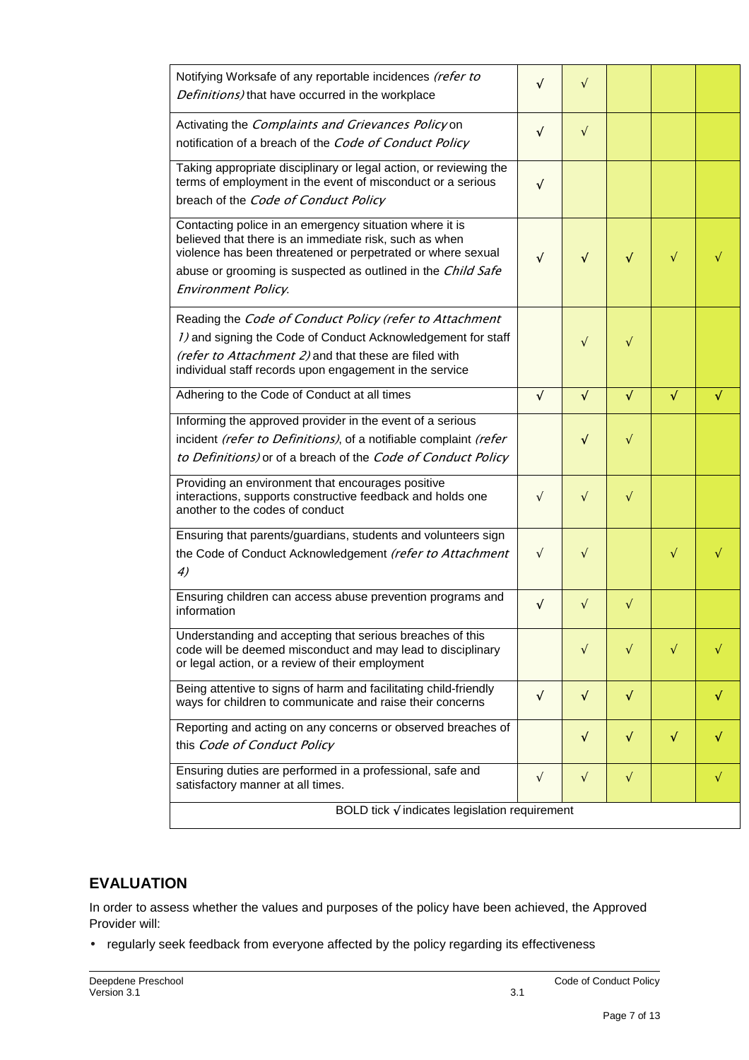| | | | | | |
|---|---|---|---|---|---|
| Notifying Worksafe of any reportable incidences *(refer to Definitions)* that have occurred in the workplace | **√** | √ | | | |
| Activating the *Complaints and Grievances Policy* on notification of a breach of the *Code of Conduct Policy* | **√** | √ | | | |
| Taking appropriate disciplinary or legal action, or reviewing the terms of employment in the event of misconduct or a serious breach of the *Code of Conduct Policy* | **√** | | | | |
| Contacting police in an emergency situation where it is believed that there is an immediate risk, such as when violence has been threatened or perpetrated or where sexual abuse or grooming is suspected as outlined in the *Child Safe Environment Policy.* | **√** | **√** | **√** | √ | √ |
| Reading the *Code of Conduct Policy (refer to Attachment 1)* and signing the Code of Conduct Acknowledgement for staff *(refer to Attachment 2)* and that these are filed with individual staff records upon engagement in the service | | √ | √ | | |
| Adhering to the Code of Conduct at all times | **√** | **√** | **√** | **√** | **√** |
| Informing the approved provider in the event of a serious incident *(refer to Definitions)*, of a notifiable complaint *(refer to Definitions)* or of a breach of the *Code of Conduct Policy* | | **√** | √ | | |
| Providing an environment that encourages positive interactions, supports constructive feedback and holds one another to the codes of conduct | √ | √ | √ | | |
| Ensuring that parents/guardians, students and volunteers sign the Code of Conduct Acknowledgement *(refer to Attachment 4)* | √ | √ | | √ | √ |
| Ensuring children can access abuse prevention programs and information | **√** | √ | √ | | |
| Understanding and accepting that serious breaches of this code will be deemed misconduct and may lead to disciplinary or legal action, or a review of their employment | | √ | √ | √ | √ |
| Being attentive to signs of harm and facilitating child-friendly ways for children to communicate and raise their concerns | **√** | **√** | **√** | | **√** |
| Reporting and acting on any concerns or observed breaches of this *Code of Conduct Policy* | | **√** | **√** | **√** | **√** |
| Ensuring duties are performed in a professional, safe and satisfactory manner at all times. | √ | √ | √ | | √ |
| BOLD tick √ indicates legislation requirement | | | | | |

## EVALUATION

In order to assess whether the values and purposes of the policy have been achieved, the Approved Provider will:

- regularly seek feedback from everyone affected by the policy regarding its effectiveness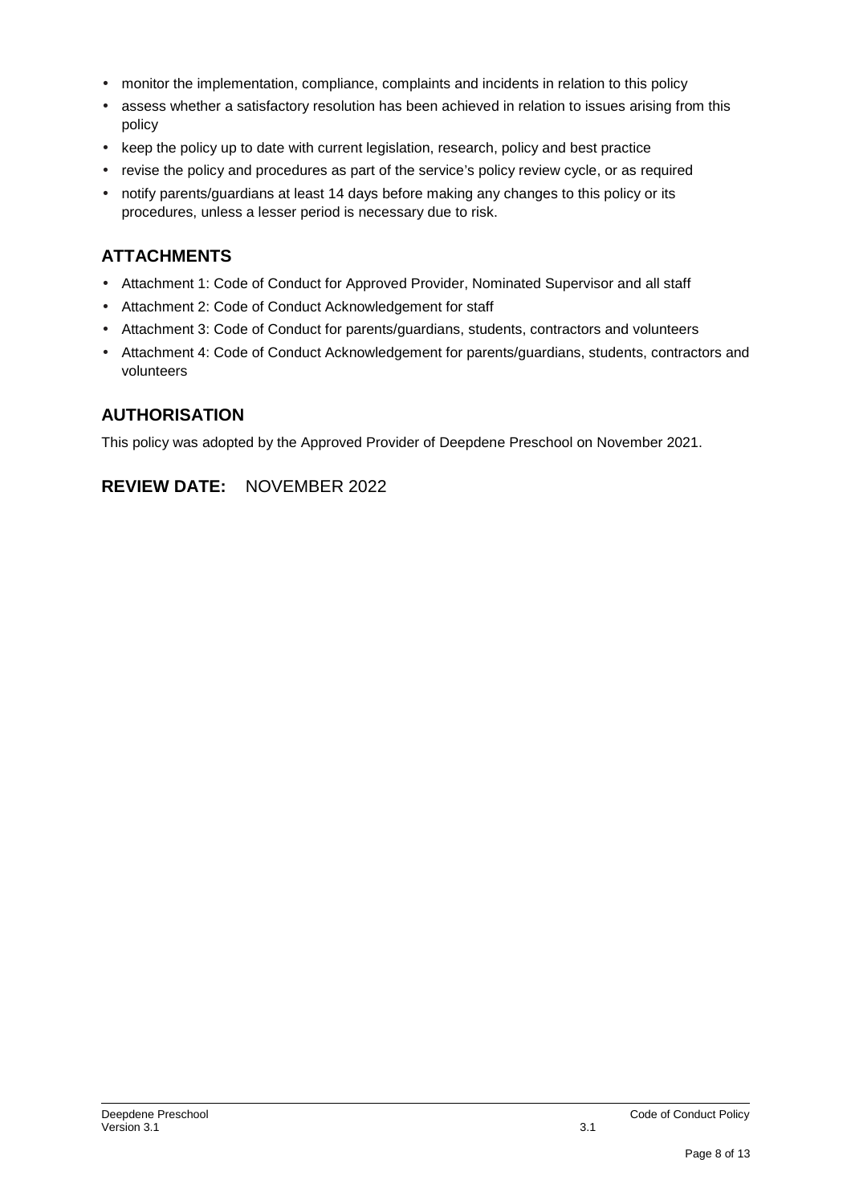- monitor the implementation, compliance, complaints and incidents in relation to this policy
- assess whether a satisfactory resolution has been achieved in relation to issues arising from this policy
- keep the policy up to date with current legislation, research, policy and best practice
- revise the policy and procedures as part of the service's policy review cycle, or as required
- notify parents/guardians at least 14 days before making any changes to this policy or its procedures, unless a lesser period is necessary due to risk.

## ATTACHMENTS

- Attachment 1: Code of Conduct for Approved Provider, Nominated Supervisor and all staff
- Attachment 2: Code of Conduct Acknowledgement for staff
- Attachment 3: Code of Conduct for parents/guardians, students, contractors and volunteers
- Attachment 4: Code of Conduct Acknowledgement for parents/guardians, students, contractors and volunteers

## AUTHORISATION

This policy was adopted by the Approved Provider of Deepdene Preschool on November 2021.

## REVIEW DATE: NOVEMBER 2022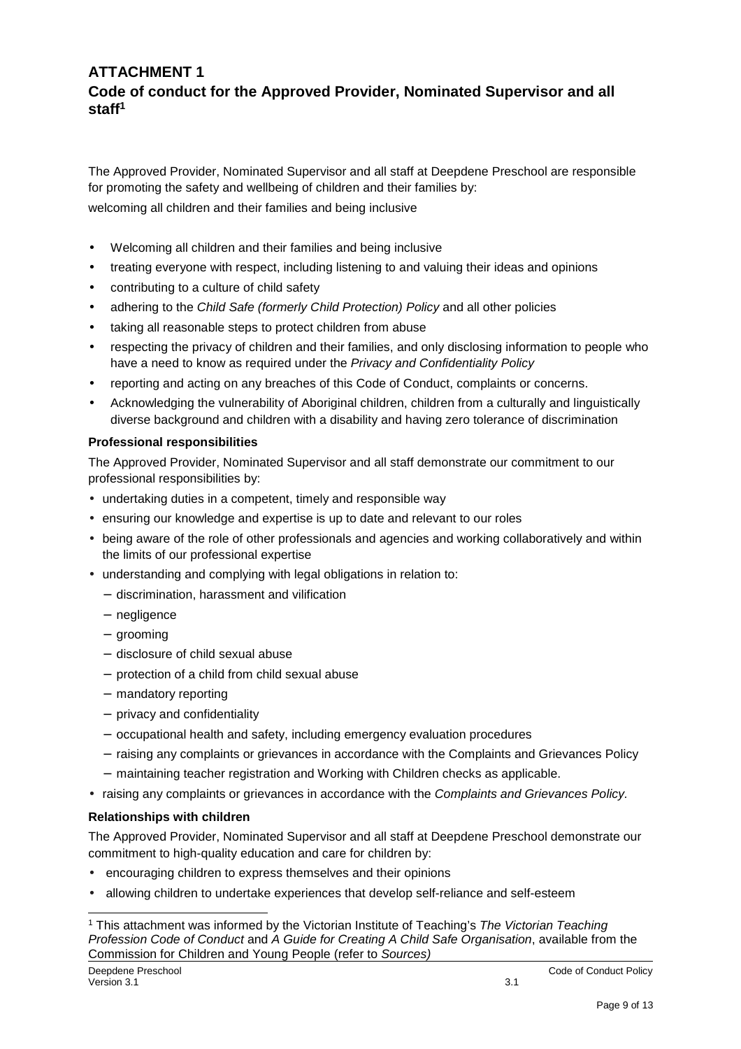## ATTACHMENT 1

## Code of conduct for the Approved Provider, Nominated Supervisor and all staff[1]

The Approved Provider, Nominated Supervisor and all staff at Deepdene Preschool are responsible for promoting the safety and wellbeing of children and their families by:

welcoming all children and their families and being inclusive

- Welcoming all children and their families and being inclusive
- treating everyone with respect, including listening to and valuing their ideas and opinions
- contributing to a culture of child safety
- adhering to the *Child Safe (formerly Child Protection) Policy* and all other policies
- taking all reasonable steps to protect children from abuse
- respecting the privacy of children and their families, and only disclosing information to people who have a need to know as required under the *Privacy and Confidentiality Policy*
- reporting and acting on any breaches of this Code of Conduct, complaints or concerns.
- Acknowledging the vulnerability of Aboriginal children, children from a culturally and linguistically diverse background and children with a disability and having zero tolerance of discrimination

**Professional responsibilities**

The Approved Provider, Nominated Supervisor and all staff demonstrate our commitment to our professional responsibilities by:

- undertaking duties in a competent, timely and responsible way
- ensuring our knowledge and expertise is up to date and relevant to our roles
- being aware of the role of other professionals and agencies and working collaboratively and within the limits of our professional expertise
- understanding and complying with legal obligations in relation to:
  - discrimination, harassment and vilification
  - negligence
  - grooming
  - disclosure of child sexual abuse
  - protection of a child from child sexual abuse
  - mandatory reporting
  - privacy and confidentiality
  - occupational health and safety, including emergency evaluation procedures
  - raising any complaints or grievances in accordance with the Complaints and Grievances Policy
  - maintaining teacher registration and Working with Children checks as applicable.
- raising any complaints or grievances in accordance with the *Complaints and Grievances Policy.*

**Relationships with children**

The Approved Provider, Nominated Supervisor and all staff at Deepdene Preschool demonstrate our commitment to high-quality education and care for children by:

- encouraging children to express themselves and their opinions
- allowing children to undertake experiences that develop self-reliance and self-esteem

[1] This attachment was informed by the Victorian Institute of Teaching's *The Victorian Teaching Profession Code of Conduct* and *A Guide for Creating A Child Safe Organisation*, available from the Commission for Children and Young People (refer to *Sources)*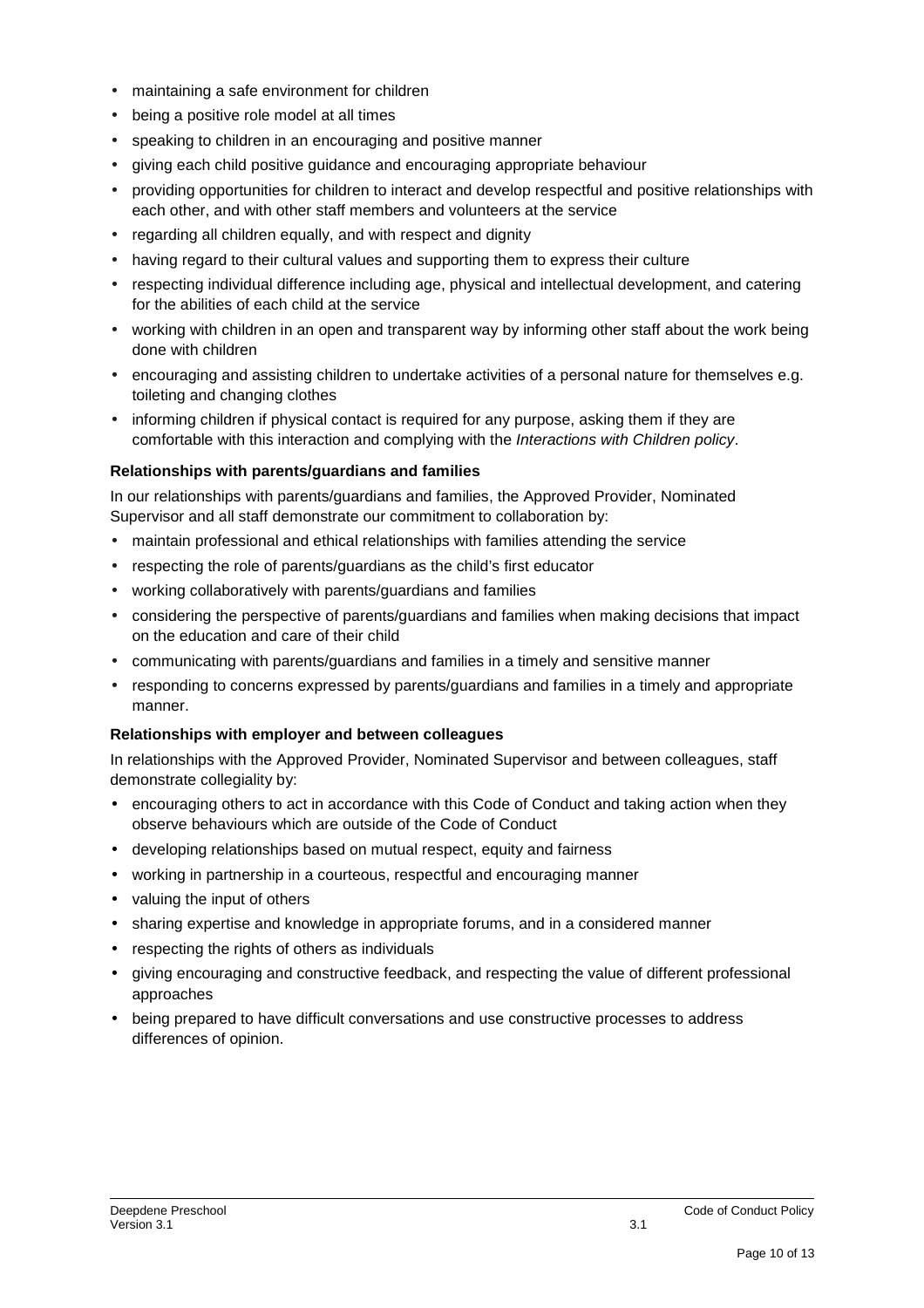- maintaining a safe environment for children
- being a positive role model at all times
- speaking to children in an encouraging and positive manner
- giving each child positive guidance and encouraging appropriate behaviour
- providing opportunities for children to interact and develop respectful and positive relationships with each other, and with other staff members and volunteers at the service
- regarding all children equally, and with respect and dignity
- having regard to their cultural values and supporting them to express their culture
- respecting individual difference including age, physical and intellectual development, and catering for the abilities of each child at the service
- working with children in an open and transparent way by informing other staff about the work being done with children
- encouraging and assisting children to undertake activities of a personal nature for themselves e.g. toileting and changing clothes
- informing children if physical contact is required for any purpose, asking them if they are comfortable with this interaction and complying with the *Interactions with Children policy*.

**Relationships with parents/guardians and families**

In our relationships with parents/guardians and families, the Approved Provider, Nominated Supervisor and all staff demonstrate our commitment to collaboration by:

- maintain professional and ethical relationships with families attending the service
- respecting the role of parents/guardians as the child's first educator
- working collaboratively with parents/guardians and families
- considering the perspective of parents/guardians and families when making decisions that impact on the education and care of their child
- communicating with parents/guardians and families in a timely and sensitive manner
- responding to concerns expressed by parents/guardians and families in a timely and appropriate manner.

**Relationships with employer and between colleagues**

In relationships with the Approved Provider, Nominated Supervisor and between colleagues, staff demonstrate collegiality by:

- encouraging others to act in accordance with this Code of Conduct and taking action when they observe behaviours which are outside of the Code of Conduct
- developing relationships based on mutual respect, equity and fairness
- working in partnership in a courteous, respectful and encouraging manner
- valuing the input of others
- sharing expertise and knowledge in appropriate forums, and in a considered manner
- respecting the rights of others as individuals
- giving encouraging and constructive feedback, and respecting the value of different professional approaches
- being prepared to have difficult conversations and use constructive processes to address differences of opinion.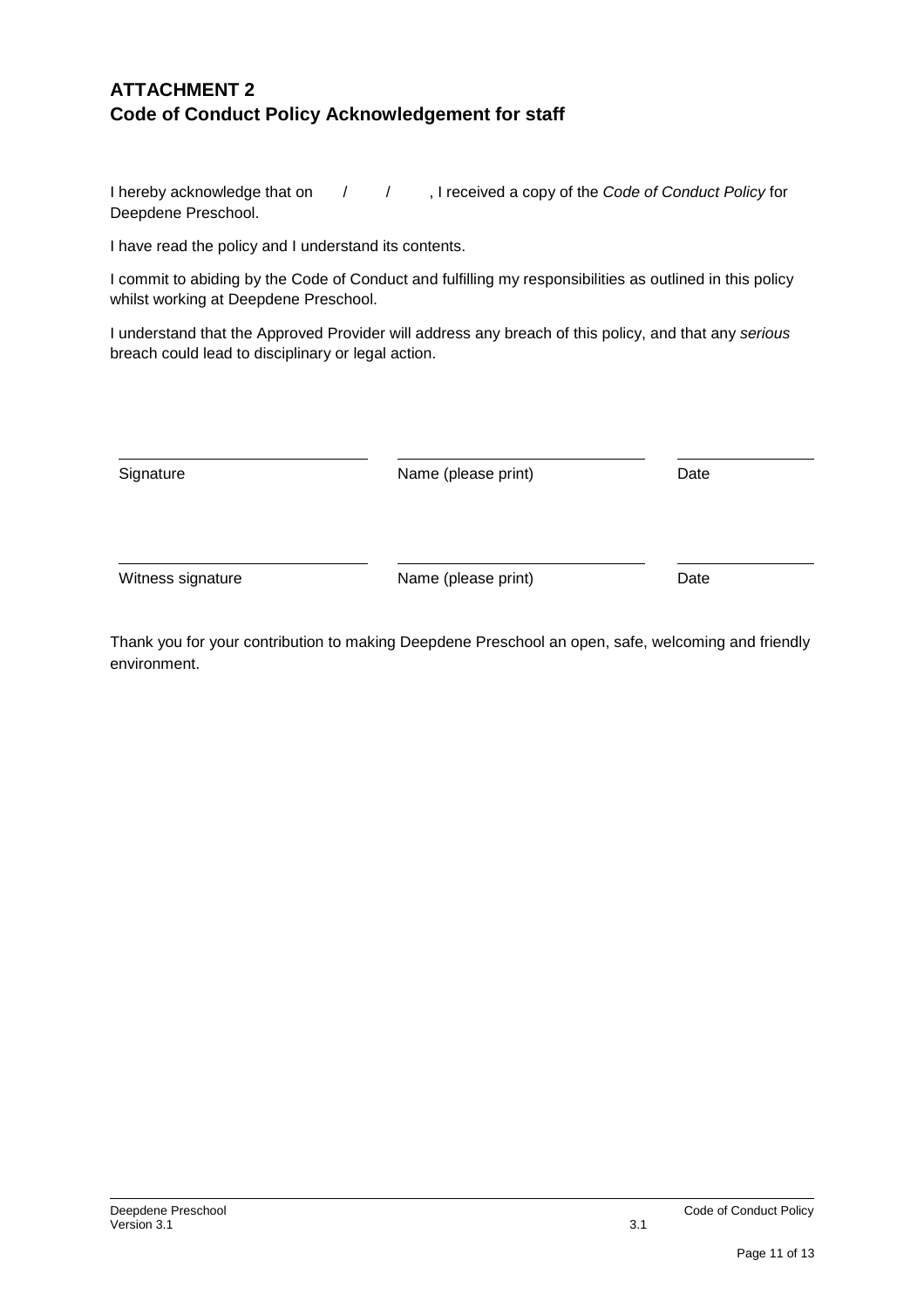## ATTACHMENT 2
## Code of Conduct Policy Acknowledgement for staff

I hereby acknowledge that on / / , I received a copy of the *Code of Conduct Policy* for Deepdene Preschool.

I have read the policy and I understand its contents.

I commit to abiding by the Code of Conduct and fulfilling my responsibilities as outlined in this policy whilst working at Deepdene Preschool.

I understand that the Approved Provider will address any breach of this policy, and that any *serious* breach could lead to disciplinary or legal action.

| Signature | Name (please print) | Date |
| --- | --- | --- |
| | | |

| Witness signature | Name (please print) | Date |
| --- | --- | --- |
| | | |

Thank you for your contribution to making Deepdene Preschool an open, safe, welcoming and friendly environment.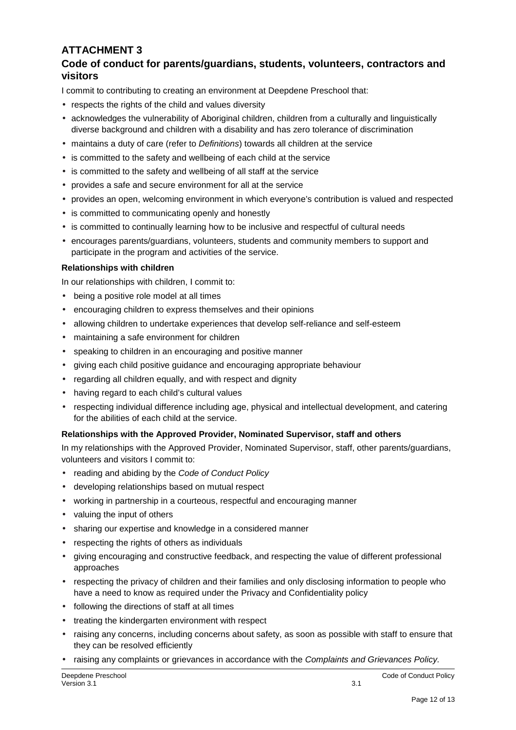## ATTACHMENT 3

### Code of conduct for parents/guardians, students, volunteers, contractors and visitors

I commit to contributing to creating an environment at Deepdene Preschool that:

- respects the rights of the child and values diversity
- acknowledges the vulnerability of Aboriginal children, children from a culturally and linguistically diverse background and children with a disability and has zero tolerance of discrimination
- maintains a duty of care (refer to *Definitions*) towards all children at the service
- is committed to the safety and wellbeing of each child at the service
- is committed to the safety and wellbeing of all staff at the service
- provides a safe and secure environment for all at the service
- provides an open, welcoming environment in which everyone's contribution is valued and respected
- is committed to communicating openly and honestly
- is committed to continually learning how to be inclusive and respectful of cultural needs
- encourages parents/guardians, volunteers, students and community members to support and participate in the program and activities of the service.

**Relationships with children**

In our relationships with children, I commit to:

- being a positive role model at all times
- encouraging children to express themselves and their opinions
- allowing children to undertake experiences that develop self-reliance and self-esteem
- maintaining a safe environment for children
- speaking to children in an encouraging and positive manner
- giving each child positive guidance and encouraging appropriate behaviour
- regarding all children equally, and with respect and dignity
- having regard to each child's cultural values
- respecting individual difference including age, physical and intellectual development, and catering for the abilities of each child at the service.

**Relationships with the Approved Provider, Nominated Supervisor, staff and others**

In my relationships with the Approved Provider, Nominated Supervisor, staff, other parents/guardians, volunteers and visitors I commit to:

- reading and abiding by the *Code of Conduct Policy*
- developing relationships based on mutual respect
- working in partnership in a courteous, respectful and encouraging manner
- valuing the input of others
- sharing our expertise and knowledge in a considered manner
- respecting the rights of others as individuals
- giving encouraging and constructive feedback, and respecting the value of different professional approaches
- respecting the privacy of children and their families and only disclosing information to people who have a need to know as required under the Privacy and Confidentiality policy
- following the directions of staff at all times
- treating the kindergarten environment with respect
- raising any concerns, including concerns about safety, as soon as possible with staff to ensure that they can be resolved efficiently
- raising any complaints or grievances in accordance with the *Complaints and Grievances Policy.*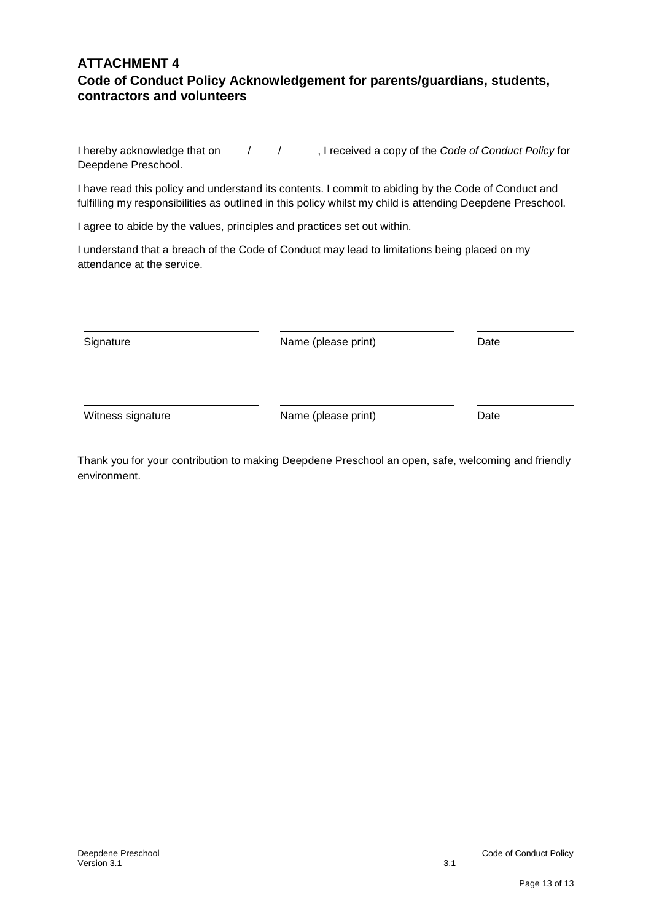## ATTACHMENT 4

### Code of Conduct Policy Acknowledgement for parents/guardians, students, contractors and volunteers

I hereby acknowledge that on / / , I received a copy of the *Code of Conduct Policy* for Deepdene Preschool.

I have read this policy and understand its contents. I commit to abiding by the Code of Conduct and fulfilling my responsibilities as outlined in this policy whilst my child is attending Deepdene Preschool.

I agree to abide by the values, principles and practices set out within.

I understand that a breach of the Code of Conduct may lead to limitations being placed on my attendance at the service.

| | | |
|---|---|---|
| Signature | Name (please print) | Date |
| Witness signature | Name (please print) | Date |

Thank you for your contribution to making Deepdene Preschool an open, safe, welcoming and friendly environment.